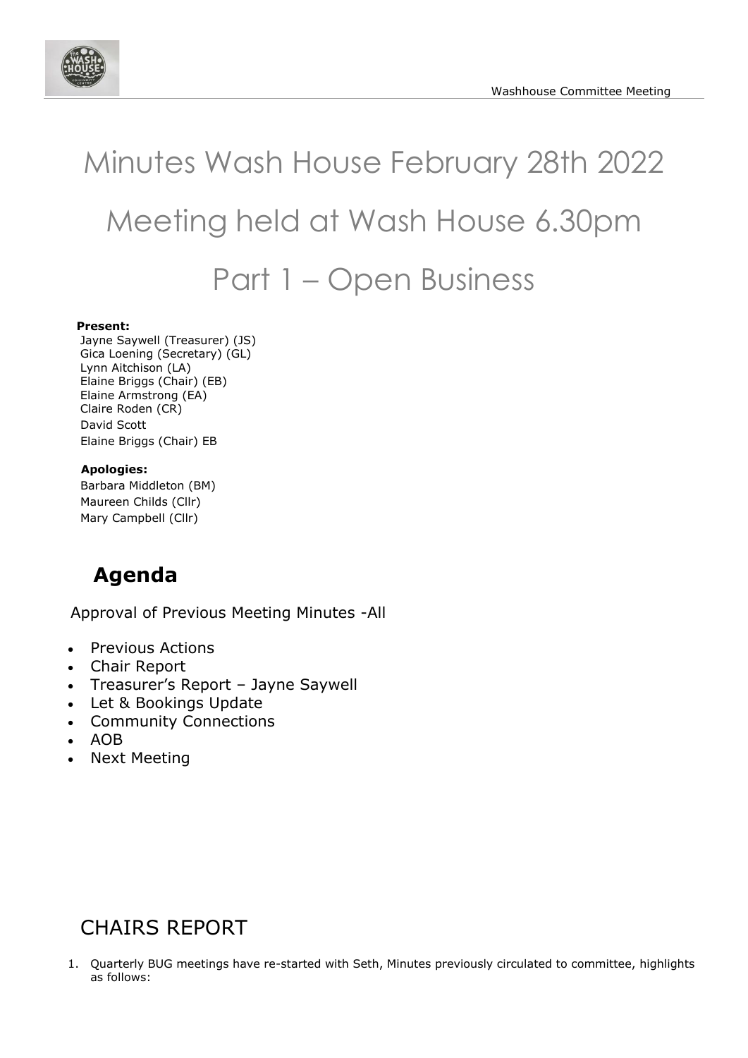# Minutes Wash House February 28th 2022

# Meeting held at Wash House 6.30pm

# Part 1 – Open Business

**Present:**
Jayne Saywell (Treasurer) (JS)
Gica Loening (Secretary) (GL)
Lynn Aitchison (LA)
Elaine Briggs (Chair) (EB)
Elaine Armstrong (EA)
Claire Roden (CR)
David Scott
Elaine Briggs (Chair) EB

**Apologies:**
Barbara Middleton (BM)
Maureen Childs (Cllr)
Mary Campbell (Cllr)

## Agenda

Approval of Previous Meeting Minutes -All

- Previous Actions
- Chair Report
- Treasurer's Report – Jayne Saywell
- Let & Bookings Update
- Community Connections
- AOB
- Next Meeting

## CHAIRS REPORT

1. Quarterly BUG meetings have re-started with Seth, Minutes previously circulated to committee, highlights as follows: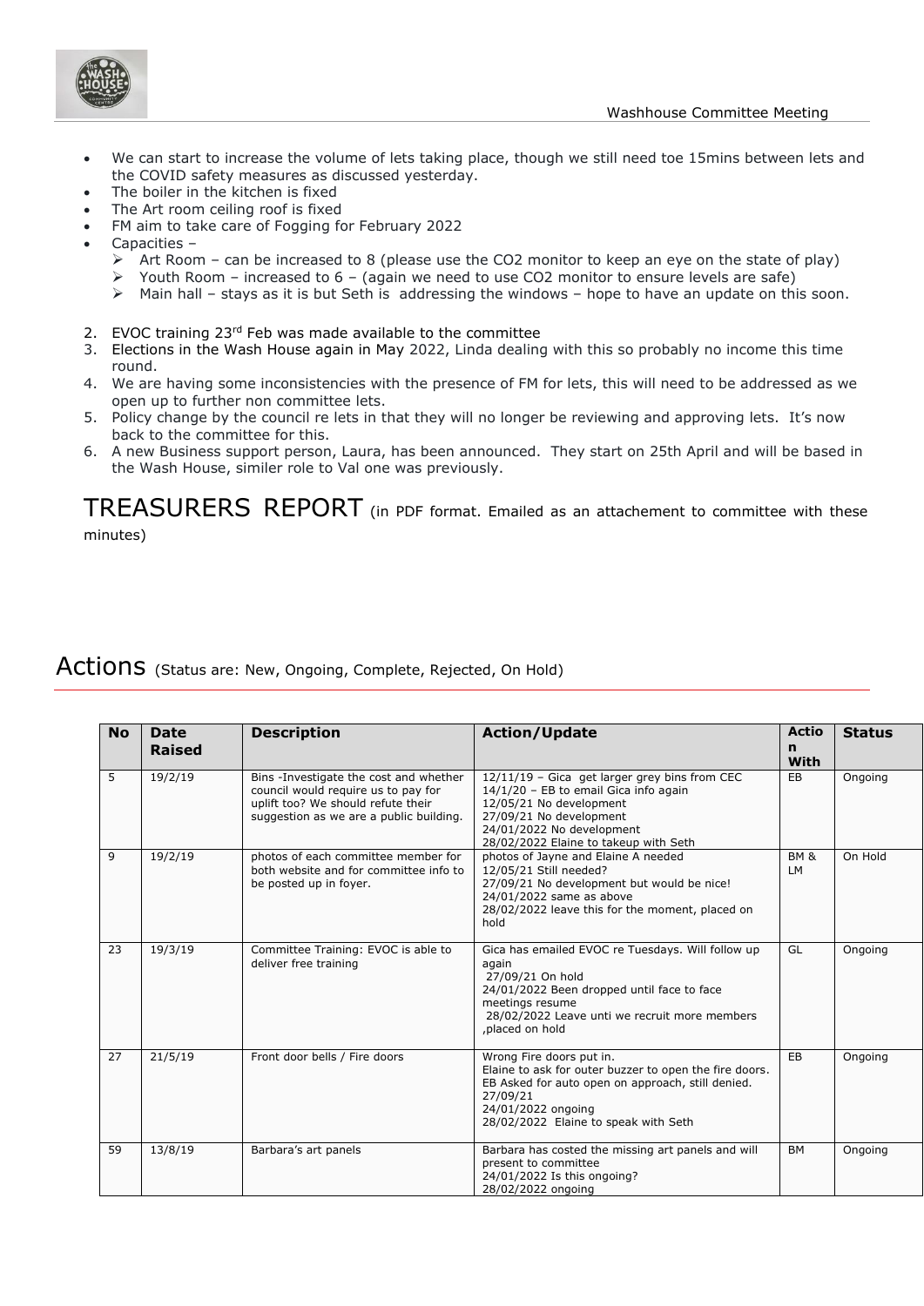- We can start to increase the volume of lets taking place, though we still need toe 15mins between lets and the COVID safety measures as discussed yesterday.
- The boiler in the kitchen is fixed
- The Art room ceiling roof is fixed
- FM aim to take care of Fogging for February 2022
- Capacities –
  - Art Room – can be increased to 8 (please use the $CO_2$ monitor to keep an eye on the state of play)
  - Youth Room – increased to 6 – (again we need to use $CO_2$ monitor to ensure levels are safe)
  - Main hall – stays as it is but Seth is addressing the windows – hope to have an update on this soon.

2. EVOC training 23rd Feb was made available to the committee
3. Elections in the Wash House again in May 2022, Linda dealing with this so probably no income this time round.
4. We are having some inconsistencies with the presence of FM for lets, this will need to be addressed as we open up to further non committee lets.
5. Policy change by the council re lets in that they will no longer be reviewing and approving lets. It's now back to the committee for this.
6. A new Business support person, Laura, has been announced. They start on 25th April and will be based in the Wash House, similer role to Val one was previously.

# TREASURERS REPORT (in PDF format. Emailed as an attachement to committee with these minutes)

# Actions (Status are: New, Ongoing, Complete, Rejected, On Hold)

| No | Date Raised | Description | Action/Update | Action With | Status |
|---|---|---|---|---|---|
| 5 | 19/2/19 | Bins -Investigate the cost and whether council would require us to pay for uplift too? We should refute their suggestion as we are a public building. | 12/11/19 – Gica get larger grey bins from CEC<br>14/1/20 – EB to email Gica info again<br>12/05/21 No development<br>27/09/21 No development<br>24/01/2022 No development<br>28/02/2022 Elaine to takeup with Seth | EB | Ongoing |
| 9 | 19/2/19 | photos of each committee member for both website and for committee info to be posted up in foyer. | photos of Jayne and Elaine A needed<br>12/05/21 Still needed?<br>27/09/21 No development but would be nice!<br>24/01/2022 same as above<br>28/02/2022 leave this for the moment, placed on hold | BM & LM | On Hold |
| 23 | 19/3/19 | Committee Training: EVOC is able to deliver free training | Gica has emailed EVOC re Tuesdays. Will follow up again<br>27/09/21 On hold<br>24/01/2022 Been dropped until face to face meetings resume<br>28/02/2022 Leave unti we recruit more members ,placed on hold | GL | Ongoing |
| 27 | 21/5/19 | Front door bells / Fire doors | Wrong Fire doors put in.<br>Elaine to ask for outer buzzer to open the fire doors.<br>EB Asked for auto open on approach, still denied.<br>27/09/21<br>24/01/2022 ongoing<br>28/02/2022 Elaine to speak with Seth | EB | Ongoing |
| 59 | 13/8/19 | Barbara's art panels | Barbara has costed the missing art panels and will present to committee<br>24/01/2022 Is this ongoing?<br>28/02/2022 ongoing | BM | Ongoing |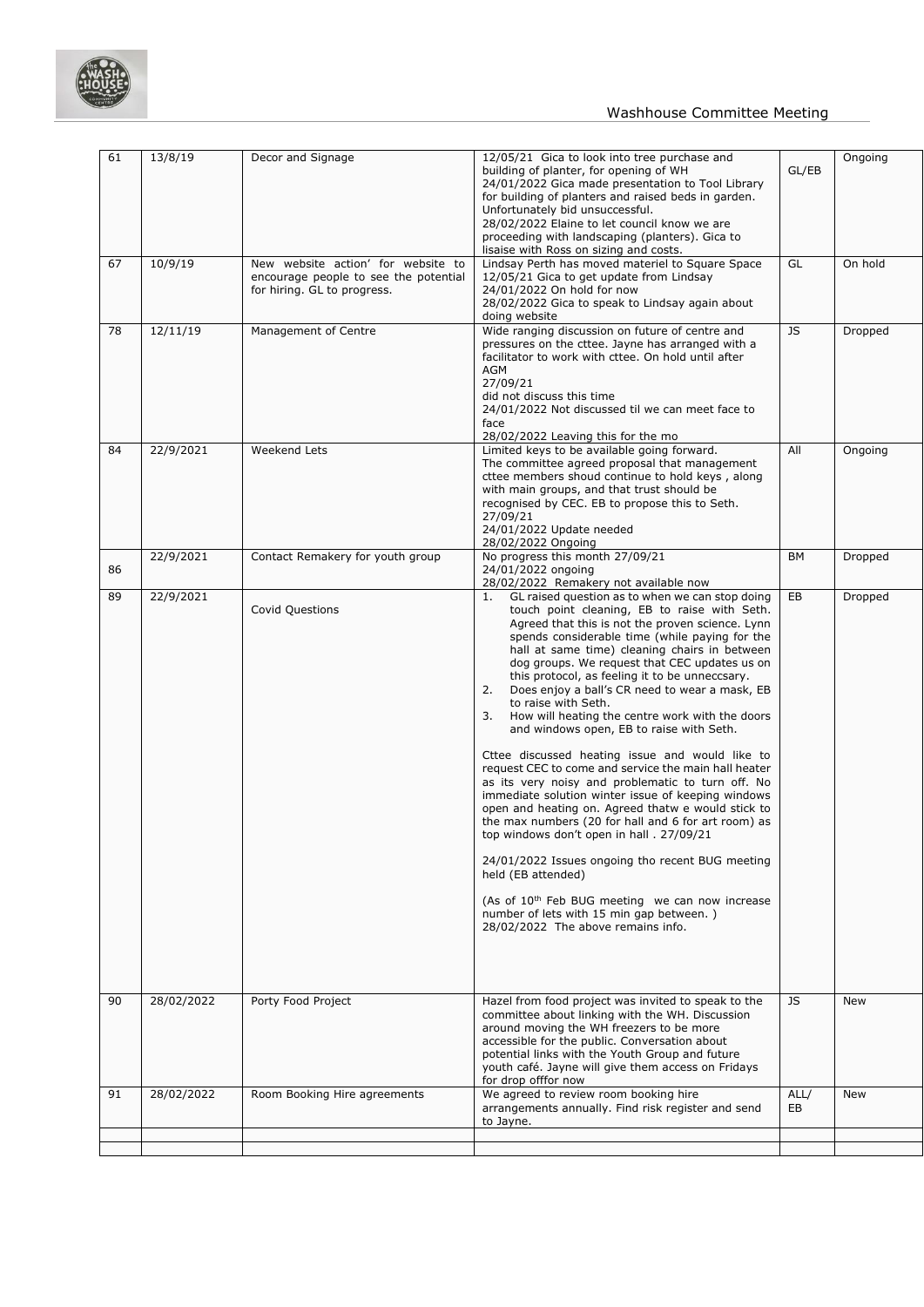| 61 | 13/8/19 | Decor and Signage | 12/05/21 Gica to look into tree purchase and building of planter, for opening of WH<br>24/01/2022 Gica made presentation to Tool Library for building of planters and raised beds in garden. Unfortunately bid unsuccessful.<br>28/02/2022 Elaine to let council know we are proceeding with landscaping (planters). Gica to lisaise with Ross on sizing and costs. | GL/EB | Ongoing |
|---|---|---|---|---|---|
| 67 | 10/9/19 | New website action' for website to encourage people to see the potential for hiring. GL to progress. | Lindsay Perth has moved materiel to Square Space<br>12/05/21 Gica to get update from Lindsay<br>24/01/2022 On hold for now<br>28/02/2022 Gica to speak to Lindsay again about doing website | GL | On hold |
| 78 | 12/11/19 | Management of Centre | Wide ranging discussion on future of centre and pressures on the cttee. Jayne has arranged with a facilitator to work with cttee. On hold until after AGM<br>27/09/21<br>did not discuss this time<br>24/01/2022 Not discussed til we can meet face to face<br>28/02/2022 Leaving this for the mo | JS | Dropped |
| 84 | 22/9/2021 | Weekend Lets | Limited keys to be available going forward.<br>The committee agreed proposal that management cttee members shoud continue to hold keys , along with main groups, and that trust should be recognised by CEC. EB to propose this to Seth.<br>27/09/21<br>24/01/2022 Update needed<br>28/02/2022 Ongoing | All | Ongoing |
| 86 | 22/9/2021 | Contact Remakery for youth group | No progress this month 27/09/21<br>24/01/2022 ongoing<br>28/02/2022 Remakery not available now | BM | Dropped |
| 89 | 22/9/2021 | Covid Questions | 1. GL raised question as to when we can stop doing touch point cleaning, EB to raise with Seth. Agreed that this is not the proven science. Lynn spends considerable time (while paying for the hall at same time) cleaning chairs in between dog groups. We request that CEC updates us on this protocol, as feeling it to be unneccsary.<br>2. Does enjoy a ball's CR need to wear a mask, EB to raise with Seth.<br>3. How will heating the centre work with the doors and windows open, EB to raise with Seth.<br><br>Cttee discussed heating issue and would like to request CEC to come and service the main hall heater as its very noisy and problematic to turn off. No immediate solution winter issue of keeping windows open and heating on. Agreed thatw e would stick to the max numbers (20 for hall and 6 for art room) as top windows don't open in hall . 27/09/21<br><br>24/01/2022 Issues ongoing tho recent BUG meeting held (EB attended)<br><br>(As of 10th Feb BUG meeting we can now increase number of lets with 15 min gap between. )<br>28/02/2022 The above remains info. | EB | Dropped |
| 90 | 28/02/2022 | Porty Food Project | Hazel from food project was invited to speak to the committee about linking with the WH. Discussion around moving the WH freezers to be more accessible for the public. Conversation about potential links with the Youth Group and future youth café. Jayne will give them access on Fridays for drop offfor now | JS | New |
| 91 | 28/02/2022 | Room Booking Hire agreements | We agreed to review room booking hire arrangements annually. Find risk register and send to Jayne. | ALL/ EB | New |
| | | | | | |
| | | | | | |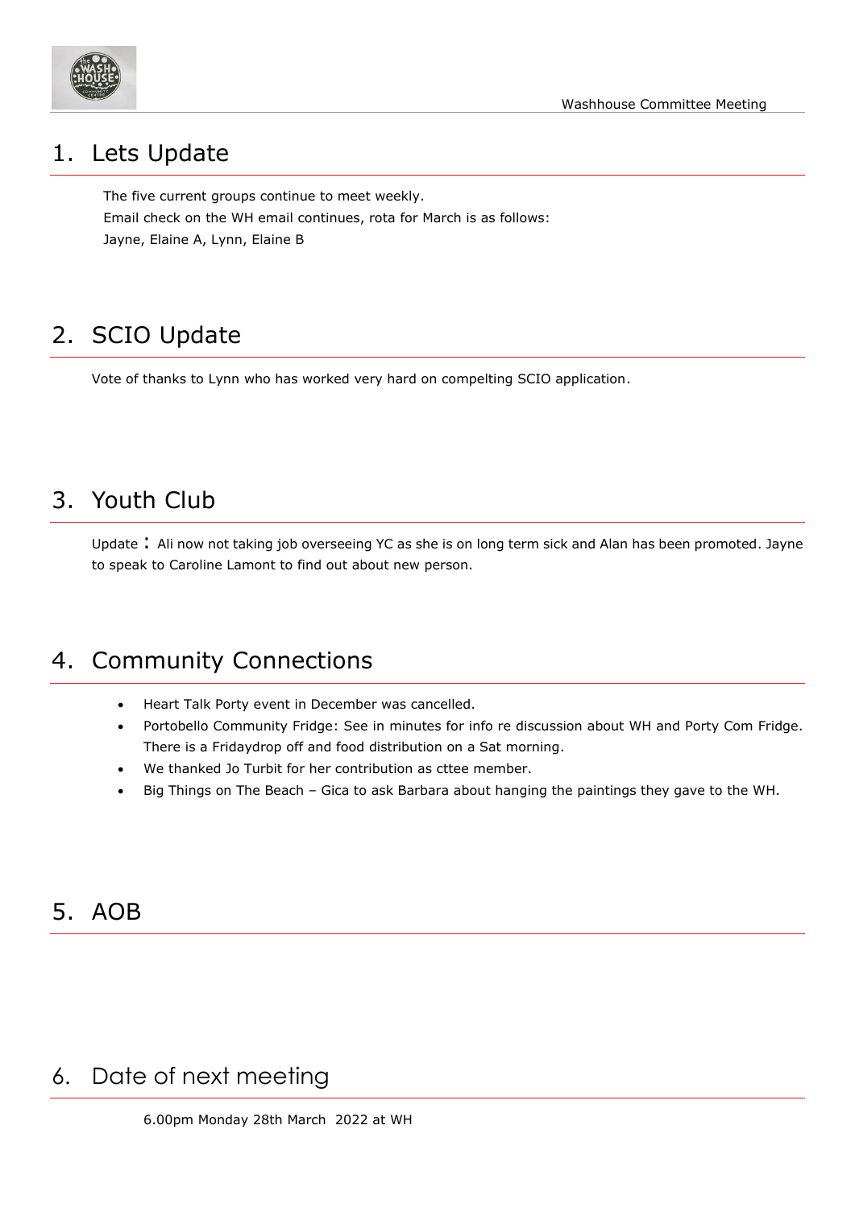## 1. Lets Update

The five current groups continue to meet weekly.
Email check on the WH email continues, rota for March is as follows:
Jayne, Elaine A, Lynn, Elaine B

## 2. SCIO Update

Vote of thanks to Lynn who has worked very hard on compelting SCIO application.

## 3. Youth Club

Update : Ali now not taking job overseeing YC as she is on long term sick and Alan has been promoted. Jayne to speak to Caroline Lamont to find out about new person.

## 4. Community Connections

- Heart Talk Porty event in December was cancelled.
- Portobello Community Fridge: See in minutes for info re discussion about WH and Porty Com Fridge. There is a Fridaydrop off and food distribution on a Sat morning.
- We thanked Jo Turbit for her contribution as cttee member.
- Big Things on The Beach – Gica to ask Barbara about hanging the paintings they gave to the WH.

## 5. AOB

## 6. Date of next meeting

6.00pm Monday 28th March 2022 at WH